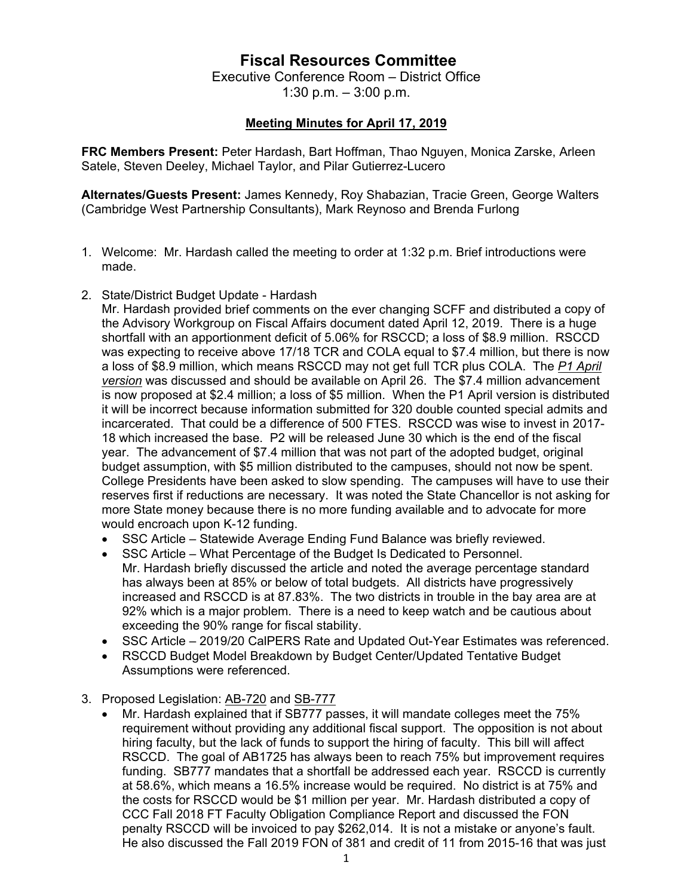# Fiscal Resources Committee

Executive Conference Room – District Office
1:30 p.m. – 3:00 p.m.

**Meeting Minutes for April 17, 2019**

**FRC Members Present:** Peter Hardash, Bart Hoffman, Thao Nguyen, Monica Zarske, Arleen Satele, Steven Deeley, Michael Taylor, and Pilar Gutierrez-Lucero

**Alternates/Guests Present:** James Kennedy, Roy Shabazian, Tracie Green, George Walters (Cambridge West Partnership Consultants), Mark Reynoso and Brenda Furlong

1. Welcome: Mr. Hardash called the meeting to order at 1:32 p.m. Brief introductions were made.

2. State/District Budget Update - Hardash
   Mr. Hardash provided brief comments on the ever changing SCFF and distributed a copy of the Advisory Workgroup on Fiscal Affairs document dated April 12, 2019. There is a huge shortfall with an apportionment deficit of 5.06% for RSCCD; a loss of $8.9 million. RSCCD was expecting to receive above 17/18 TCR and COLA equal to $7.4 million, but there is now a loss of $8.9 million, which means RSCCD may not get full TCR plus COLA. The <u>*P1 April version*</u> was discussed and should be available on April 26. The $7.4 million advancement is now proposed at $2.4 million; a loss of $5 million. When the P1 April version is distributed it will be incorrect because information submitted for 320 double counted special admits and incarcerated. That could be a difference of 500 FTES. RSCCD was wise to invest in 2017-18 which increased the base. P2 will be released June 30 which is the end of the fiscal year. The advancement of $7.4 million that was not part of the adopted budget, original budget assumption, with $5 million distributed to the campuses, should not now be spent. College Presidents have been asked to slow spending. The campuses will have to use their reserves first if reductions are necessary. It was noted the State Chancellor is not asking for more State money because there is no more funding available and to advocate for more would encroach upon K-12 funding.
   - SSC Article – Statewide Average Ending Fund Balance was briefly reviewed.
   - SSC Article – What Percentage of the Budget Is Dedicated to Personnel.
     Mr. Hardash briefly discussed the article and noted the average percentage standard has always been at 85% or below of total budgets. All districts have progressively increased and RSCCD is at 87.83%. The two districts in trouble in the bay area are at 92% which is a major problem. There is a need to keep watch and be cautious about exceeding the 90% range for fiscal stability.
   - SSC Article – 2019/20 CalPERS Rate and Updated Out-Year Estimates was referenced.
   - RSCCD Budget Model Breakdown by Budget Center/Updated Tentative Budget Assumptions were referenced.

3. Proposed Legislation: <u>AB-720</u> and <u>SB-777</u>
   - Mr. Hardash explained that if SB777 passes, it will mandate colleges meet the 75% requirement without providing any additional fiscal support. The opposition is not about hiring faculty, but the lack of funds to support the hiring of faculty. This bill will affect RSCCD. The goal of AB1725 has always been to reach 75% but improvement requires funding. SB777 mandates that a shortfall be addressed each year. RSCCD is currently at 58.6%, which means a 16.5% increase would be required. No district is at 75% and the costs for RSCCD would be $1 million per year. Mr. Hardash distributed a copy of CCC Fall 2018 FT Faculty Obligation Compliance Report and discussed the FON penalty RSCCD will be invoiced to pay $262,014. It is not a mistake or anyone's fault. He also discussed the Fall 2019 FON of 381 and credit of 11 from 2015-16 that was just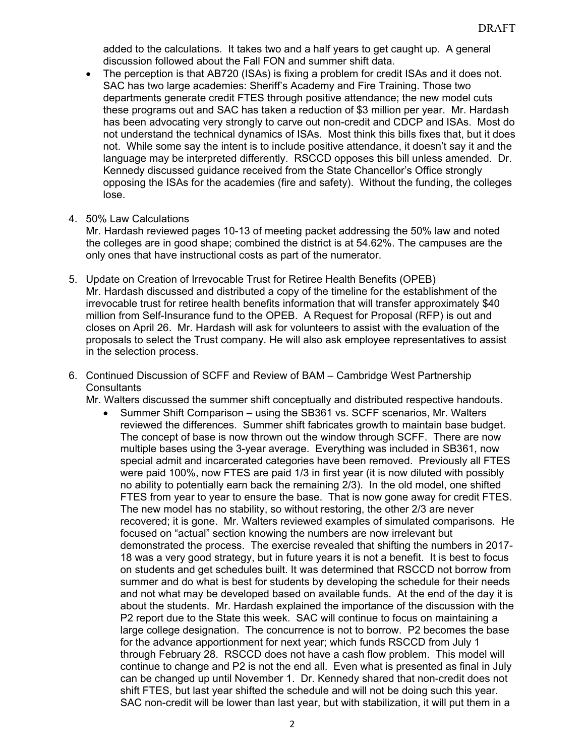added to the calculations. It takes two and a half years to get caught up. A general discussion followed about the Fall FON and summer shift data.

- The perception is that AB720 (ISAs) is fixing a problem for credit ISAs and it does not. SAC has two large academies: Sheriff's Academy and Fire Training. Those two departments generate credit FTES through positive attendance; the new model cuts these programs out and SAC has taken a reduction of $3 million per year. Mr. Hardash has been advocating very strongly to carve out non-credit and CDCP and ISAs. Most do not understand the technical dynamics of ISAs. Most think this bills fixes that, but it does not. While some say the intent is to include positive attendance, it doesn't say it and the language may be interpreted differently. RSCCD opposes this bill unless amended. Dr. Kennedy discussed guidance received from the State Chancellor's Office strongly opposing the ISAs for the academies (fire and safety). Without the funding, the colleges lose.

4. 50% Law Calculations
   Mr. Hardash reviewed pages 10-13 of meeting packet addressing the 50% law and noted the colleges are in good shape; combined the district is at 54.62%. The campuses are the only ones that have instructional costs as part of the numerator.

5. Update on Creation of Irrevocable Trust for Retiree Health Benefits (OPEB)
   Mr. Hardash discussed and distributed a copy of the timeline for the establishment of the irrevocable trust for retiree health benefits information that will transfer approximately $40 million from Self-Insurance fund to the OPEB. A Request for Proposal (RFP) is out and closes on April 26. Mr. Hardash will ask for volunteers to assist with the evaluation of the proposals to select the Trust company. He will also ask employee representatives to assist in the selection process.

6. Continued Discussion of SCFF and Review of BAM – Cambridge West Partnership Consultants
   Mr. Walters discussed the summer shift conceptually and distributed respective handouts.
   - Summer Shift Comparison – using the SB361 vs. SCFF scenarios, Mr. Walters reviewed the differences. Summer shift fabricates growth to maintain base budget. The concept of base is now thrown out the window through SCFF. There are now multiple bases using the 3-year average. Everything was included in SB361, now special admit and incarcerated categories have been removed. Previously all FTES were paid 100%, now FTES are paid 1/3 in first year (it is now diluted with possibly no ability to potentially earn back the remaining 2/3). In the old model, one shifted FTES from year to year to ensure the base. That is now gone away for credit FTES. The new model has no stability, so without restoring, the other 2/3 are never recovered; it is gone. Mr. Walters reviewed examples of simulated comparisons. He focused on "actual" section knowing the numbers are now irrelevant but demonstrated the process. The exercise revealed that shifting the numbers in 2017-18 was a very good strategy, but in future years it is not a benefit. It is best to focus on students and get schedules built. It was determined that RSCCD not borrow from summer and do what is best for students by developing the schedule for their needs and not what may be developed based on available funds. At the end of the day it is about the students. Mr. Hardash explained the importance of the discussion with the P2 report due to the State this week. SAC will continue to focus on maintaining a large college designation. The concurrence is not to borrow. P2 becomes the base for the advance apportionment for next year; which funds RSCCD from July 1 through February 28. RSCCD does not have a cash flow problem. This model will continue to change and P2 is not the end all. Even what is presented as final in July can be changed up until November 1. Dr. Kennedy shared that non-credit does not shift FTES, but last year shifted the schedule and will not be doing such this year. SAC non-credit will be lower than last year, but with stabilization, it will put them in a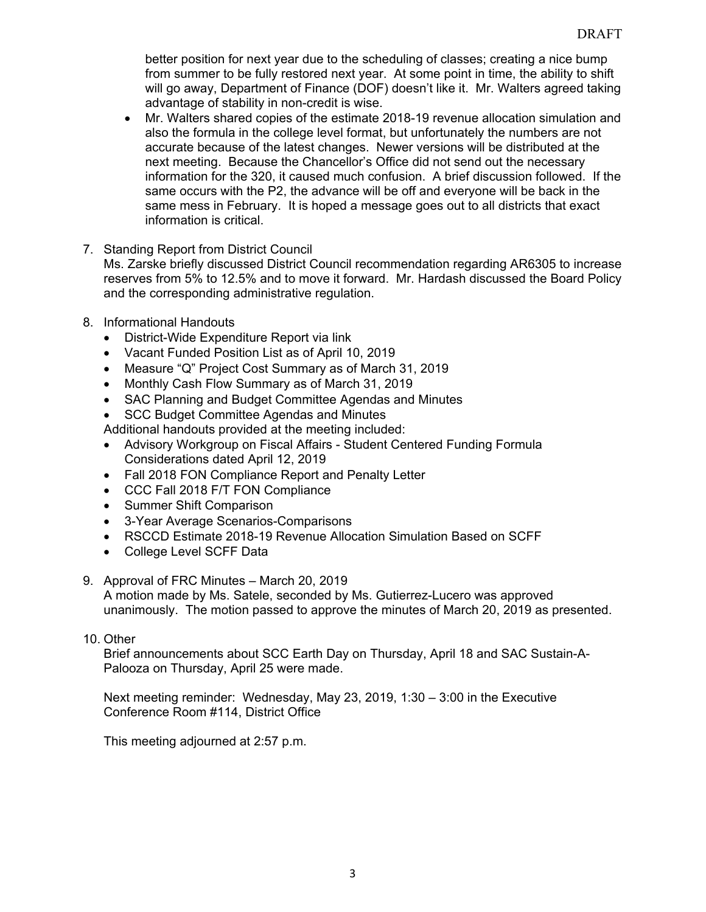better position for next year due to the scheduling of classes; creating a nice bump from summer to be fully restored next year. At some point in time, the ability to shift will go away, Department of Finance (DOF) doesn't like it. Mr. Walters agreed taking advantage of stability in non-credit is wise.

- Mr. Walters shared copies of the estimate 2018-19 revenue allocation simulation and also the formula in the college level format, but unfortunately the numbers are not accurate because of the latest changes. Newer versions will be distributed at the next meeting. Because the Chancellor's Office did not send out the necessary information for the 320, it caused much confusion. A brief discussion followed. If the same occurs with the P2, the advance will be off and everyone will be back in the same mess in February. It is hoped a message goes out to all districts that exact information is critical.

7. Standing Report from District Council

   Ms. Zarske briefly discussed District Council recommendation regarding AR6305 to increase reserves from 5% to 12.5% and to move it forward. Mr. Hardash discussed the Board Policy and the corresponding administrative regulation.

8. Informational Handouts
   - District-Wide Expenditure Report via link
   - Vacant Funded Position List as of April 10, 2019
   - Measure "Q" Project Cost Summary as of March 31, 2019
   - Monthly Cash Flow Summary as of March 31, 2019
   - SAC Planning and Budget Committee Agendas and Minutes
   - SCC Budget Committee Agendas and Minutes

   Additional handouts provided at the meeting included:
   - Advisory Workgroup on Fiscal Affairs - Student Centered Funding Formula Considerations dated April 12, 2019
   - Fall 2018 FON Compliance Report and Penalty Letter
   - CCC Fall 2018 F/T FON Compliance
   - Summer Shift Comparison
   - 3-Year Average Scenarios-Comparisons
   - RSCCD Estimate 2018-19 Revenue Allocation Simulation Based on SCFF
   - College Level SCFF Data

9. Approval of FRC Minutes – March 20, 2019

   A motion made by Ms. Satele, seconded by Ms. Gutierrez-Lucero was approved unanimously. The motion passed to approve the minutes of March 20, 2019 as presented.

10. Other

    Brief announcements about SCC Earth Day on Thursday, April 18 and SAC Sustain-A-Palooza on Thursday, April 25 were made.

    Next meeting reminder: Wednesday, May 23, 2019, 1:30 – 3:00 in the Executive Conference Room #114, District Office

    This meeting adjourned at 2:57 p.m.